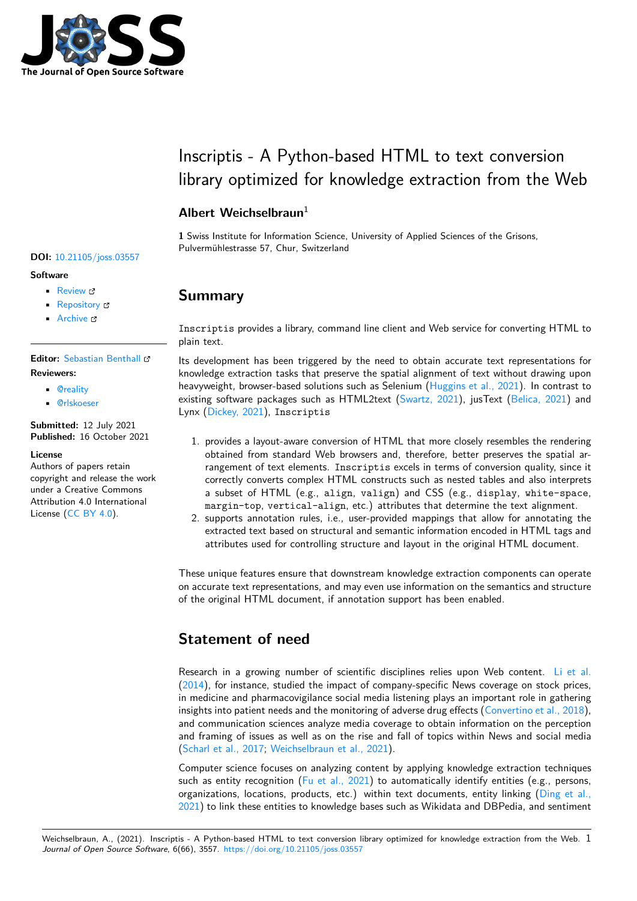# Inscriptis - A Python-based HTML to text conversion library optimized for knowledge extraction from the Web

**Albert Weichselbraun**[1]

**1** Swiss Institute for Information Science, University of Applied Sciences of the Grisons, Pulvermühlestrasse 57, Chur, Switzerland

**DOI:** 10.21105/joss.03557

**Software**

- Review
- Repository
- Archive

**Editor:** Sebastian Benthall

**Reviewers:**

- @reality
- @rlskoeser

**Submitted:** 12 July 2021
**Published:** 16 October 2021

**License**
Authors of papers retain copyright and release the work under a Creative Commons Attribution 4.0 International License (CC BY 4.0).

## Summary

`Inscriptis` provides a library, command line client and Web service for converting HTML to plain text.

Its development has been triggered by the need to obtain accurate text representations for knowledge extraction tasks that preserve the spatial alignment of text without drawing upon heavyweight, browser-based solutions such as Selenium (Huggins et al., 2021). In contrast to existing software packages such as HTML2text (Swartz, 2021), jusText (Belica, 2021) and Lynx (Dickey, 2021), `Inscriptis`

1. provides a layout-aware conversion of HTML that more closely resembles the rendering obtained from standard Web browsers and, therefore, better preserves the spatial arrangement of text elements. `Inscriptis` excels in terms of conversion quality, since it correctly converts complex HTML constructs such as nested tables and also interprets a subset of HTML (e.g., `align`, `valign`) and CSS (e.g., `display`, `white-space`, `margin-top`, `vertical-align`, etc.) attributes that determine the text alignment.
2. supports annotation rules, i.e., user-provided mappings that allow for annotating the extracted text based on structural and semantic information encoded in HTML tags and attributes used for controlling structure and layout in the original HTML document.

These unique features ensure that downstream knowledge extraction components can operate on accurate text representations, and may even use information on the semantics and structure of the original HTML document, if annotation support has been enabled.

## Statement of need

Research in a growing number of scientific disciplines relies upon Web content. Li et al. (2014), for instance, studied the impact of company-specific News coverage on stock prices, in medicine and pharmacovigilance social media listening plays an important role in gathering insights into patient needs and the monitoring of adverse drug effects (Convertino et al., 2018), and communication sciences analyze media coverage to obtain information on the perception and framing of issues as well as on the rise and fall of topics within News and social media (Scharl et al., 2017; Weichselbraun et al., 2021).

Computer science focuses on analyzing content by applying knowledge extraction techniques such as entity recognition (Fu et al., 2021) to automatically identify entities (e.g., persons, organizations, locations, products, etc.) within text documents, entity linking (Ding et al., 2021) to link these entities to knowledge bases such as Wikidata and DBPedia, and sentiment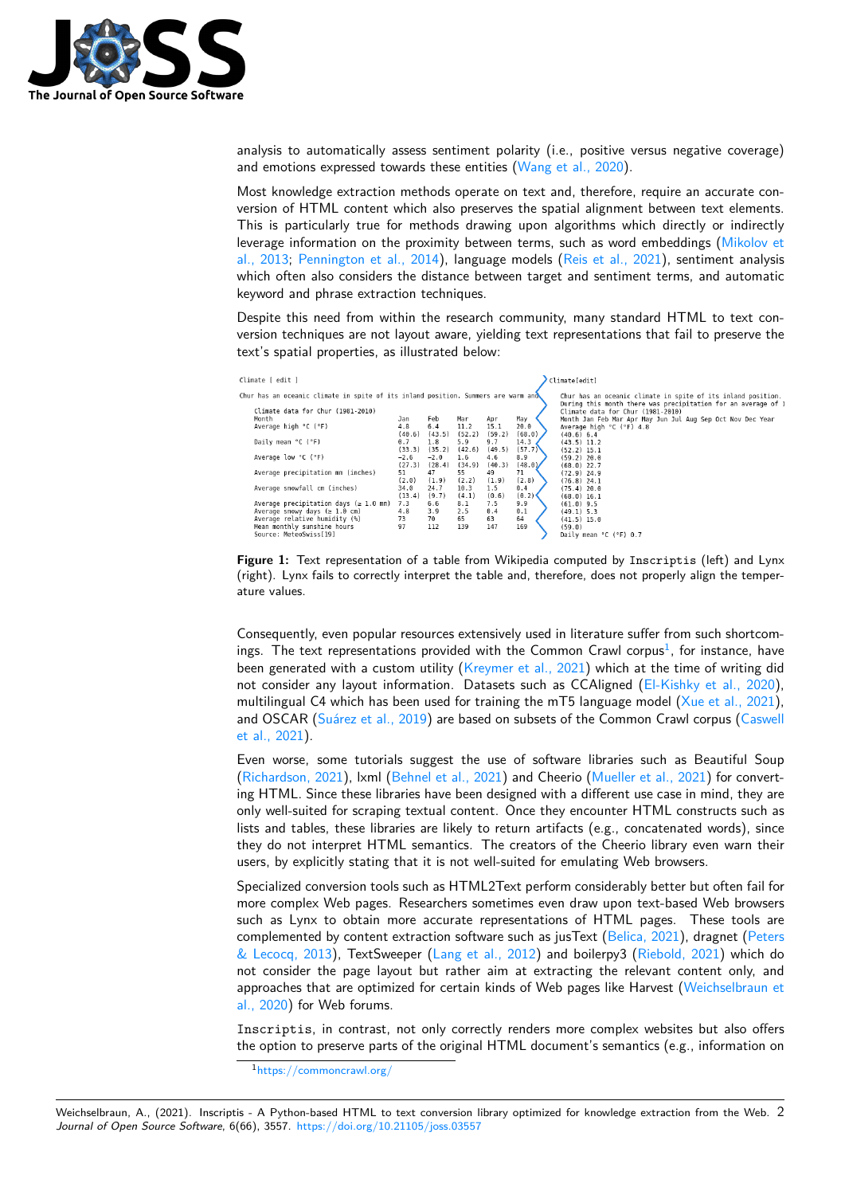analysis to automatically assess sentiment polarity (i.e., positive versus negative coverage) and emotions expressed towards these entities (Wang et al., 2020).

Most knowledge extraction methods operate on text and, therefore, require an accurate conversion of HTML content which also preserves the spatial alignment between text elements. This is particularly true for methods drawing upon algorithms which directly or indirectly leverage information on the proximity between terms, such as word embeddings (Mikolov et al., 2013; Pennington et al., 2014), language models (Reis et al., 2021), sentiment analysis which often also considers the distance between target and sentiment terms, and automatic keyword and phrase extraction techniques.

Despite this need from within the research community, many standard HTML to text conversion techniques are not layout aware, yielding text representations that fail to preserve the text's spatial properties, as illustrated below:

**Figure 1:** Text representation of a table from Wikipedia computed by `Inscriptis` (left) and Lynx (right). Lynx fails to correctly interpret the table and, therefore, does not properly align the temperature values.

Consequently, even popular resources extensively used in literature suffer from such shortcomings. The text representations provided with the Common Crawl corpus[1], for instance, have been generated with a custom utility (Kreymer et al., 2021) which at the time of writing did not consider any layout information. Datasets such as CCAligned (El-Kishky et al., 2020), multilingual C4 which has been used for training the mT5 language model (Xue et al., 2021), and OSCAR (Suárez et al., 2019) are based on subsets of the Common Crawl corpus (Caswell et al., 2021).

Even worse, some tutorials suggest the use of software libraries such as Beautiful Soup (Richardson, 2021), lxml (Behnel et al., 2021) and Cheerio (Mueller et al., 2021) for converting HTML. Since these libraries have been designed with a different use case in mind, they are only well-suited for scraping textual content. Once they encounter HTML constructs such as lists and tables, these libraries are likely to return artifacts (e.g., concatenated words), since they do not interpret HTML semantics. The creators of the Cheerio library even warn their users, by explicitly stating that it is not well-suited for emulating Web browsers.

Specialized conversion tools such as HTML2Text perform considerably better but often fail for more complex Web pages. Researchers sometimes even draw upon text-based Web browsers such as Lynx to obtain more accurate representations of HTML pages. These tools are complemented by content extraction software such as jusText (Belica, 2021), dragnet (Peters & Lecocq, 2013), TextSweeper (Lang et al., 2012) and boilerpy3 (Riebold, 2021) which do not consider the page layout but rather aim at extracting the relevant content only, and approaches that are optimized for certain kinds of Web pages like Harvest (Weichselbraun et al., 2020) for Web forums.

`Inscriptis`, in contrast, not only correctly renders more complex websites but also offers the option to preserve parts of the original HTML document's semantics (e.g., information on

[1] https://commoncrawl.org/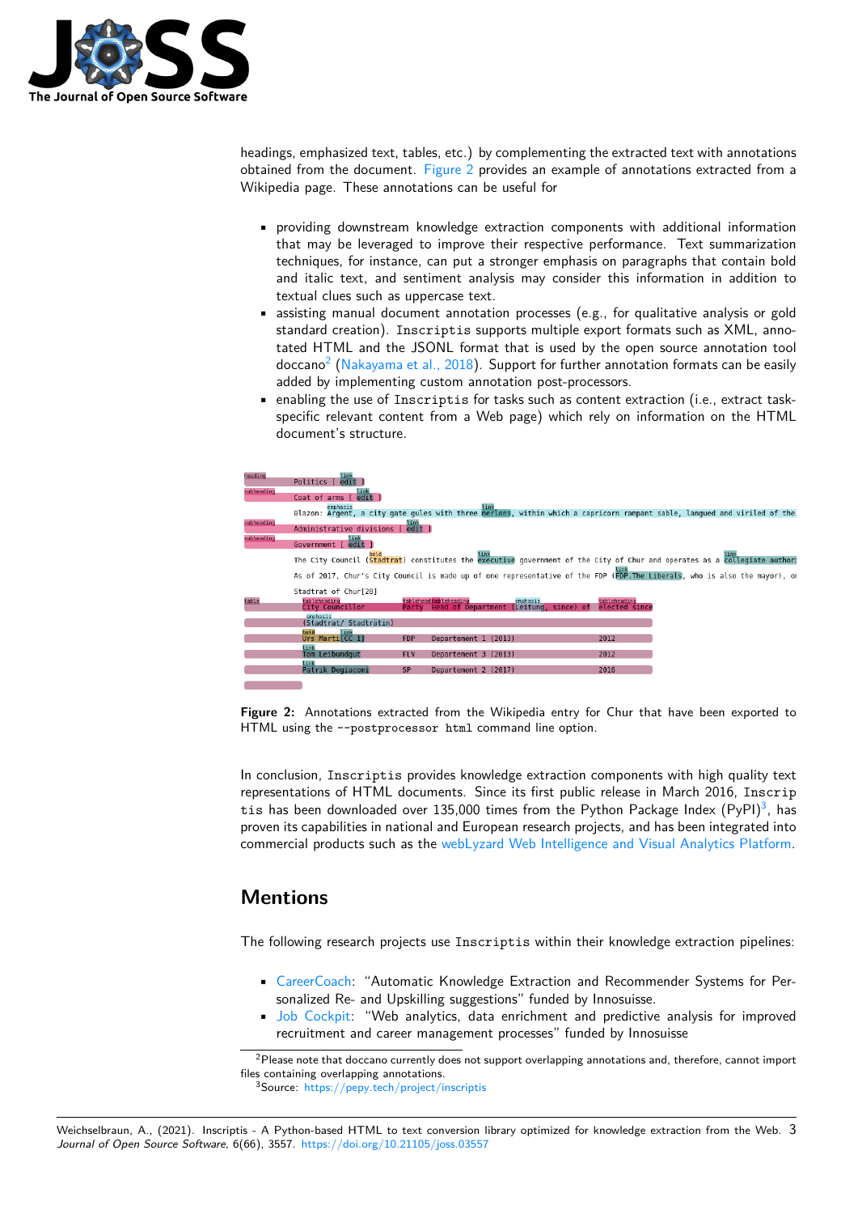headings, emphasized text, tables, etc.) by complementing the extracted text with annotations obtained from the document. Figure 2 provides an example of annotations extracted from a Wikipedia page. These annotations can be useful for

- providing downstream knowledge extraction components with additional information that may be leveraged to improve their respective performance. Text summarization techniques, for instance, can put a stronger emphasis on paragraphs that contain bold and italic text, and sentiment analysis may consider this information in addition to textual clues such as uppercase text.
- assisting manual document annotation processes (e.g., for qualitative analysis or gold standard creation). `Inscriptis` supports multiple export formats such as XML, annotated HTML and the JSONL format that is used by the open source annotation tool doccano[2] (Nakayama et al., 2018). Support for further annotation formats can be easily added by implementing custom annotation post-processors.
- enabling the use of `Inscriptis` for tasks such as content extraction (i.e., extract task-specific relevant content from a Web page) which rely on information on the HTML document's structure.

**Figure 2:** Annotations extracted from the Wikipedia entry for Chur that have been exported to HTML using the `--postprocessor html` command line option.

In conclusion, `Inscriptis` provides knowledge extraction components with high quality text representations of HTML documents. Since its first public release in March 2016, `Inscriptis` has been downloaded over 135,000 times from the Python Package Index (PyPI)[3], has proven its capabilities in national and European research projects, and has been integrated into commercial products such as the webLyzard Web Intelligence and Visual Analytics Platform.

## Mentions

The following research projects use `Inscriptis` within their knowledge extraction pipelines:

- CareerCoach: "Automatic Knowledge Extraction and Recommender Systems for Personalized Re- and Upskilling suggestions" funded by Innosuisse.
- Job Cockpit: "Web analytics, data enrichment and predictive analysis for improved recruitment and career management processes" funded by Innosuisse

[2] Please note that doccano currently does not support overlapping annotations and, therefore, cannot import files containing overlapping annotations.

[3] Source: https://pepy.tech/project/inscriptis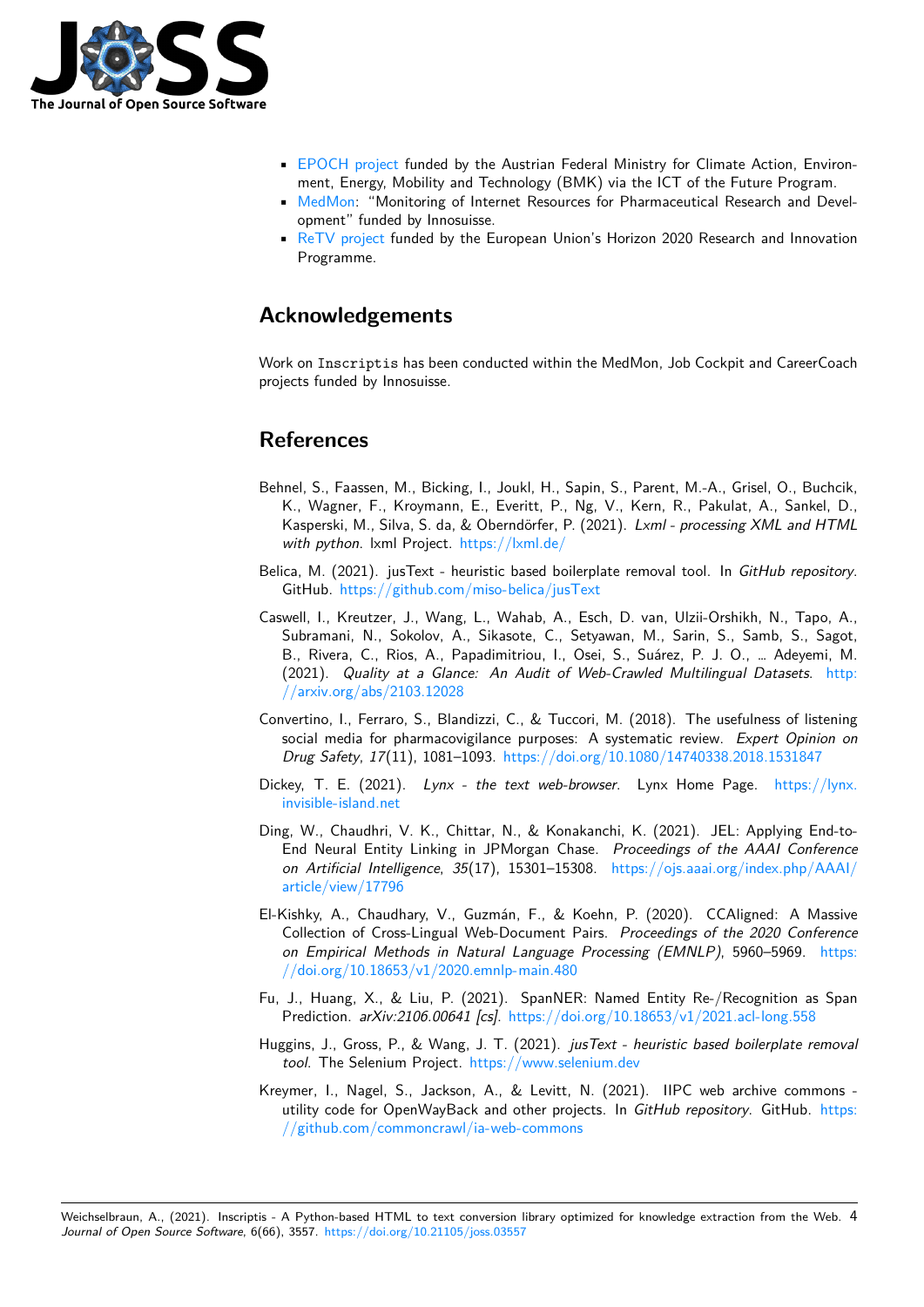- [EPOCH project](#) funded by the Austrian Federal Ministry for Climate Action, Environment, Energy, Mobility and Technology (BMK) via the ICT of the Future Program.
- [MedMon](#): "Monitoring of Internet Resources for Pharmaceutical Research and Development" funded by Innosuisse.
- [ReTV project](#) funded by the European Union's Horizon 2020 Research and Innovation Programme.

## Acknowledgements

Work on `Inscriptis` has been conducted within the MedMon, Job Cockpit and CareerCoach projects funded by Innosuisse.

## References

Behnel, S., Faassen, M., Bicking, I., Joukl, H., Sapin, S., Parent, M.-A., Grisel, O., Buchcik, K., Wagner, F., Kroymann, E., Everitt, P., Ng, V., Kern, R., Pakulat, A., Sankel, D., Kasperski, M., Silva, S. da, & Oberndörfer, P. (2021). *Lxml - processing XML and HTML with python*. lxml Project. https://lxml.de/

Belica, M. (2021). jusText - heuristic based boilerplate removal tool. In *GitHub repository*. GitHub. https://github.com/miso-belica/jusText

Caswell, I., Kreutzer, J., Wang, L., Wahab, A., Esch, D. van, Ulzii-Orshikh, N., Tapo, A., Subramani, N., Sokolov, A., Sikasote, C., Setyawan, M., Sarin, S., Samb, S., Sagot, B., Rivera, C., Rios, A., Papadimitriou, I., Osei, S., Suárez, P. J. O., … Adeyemi, M. (2021). *Quality at a Glance: An Audit of Web-Crawled Multilingual Datasets*. http://arxiv.org/abs/2103.12028

Convertino, I., Ferraro, S., Blandizzi, C., & Tuccori, M. (2018). The usefulness of listening social media for pharmacovigilance purposes: A systematic review. *Expert Opinion on Drug Safety*, *17*(11), 1081–1093. https://doi.org/10.1080/14740338.2018.1531847

Dickey, T. E. (2021). *Lynx - the text web-browser*. Lynx Home Page. https://lynx.invisible-island.net

Ding, W., Chaudhri, V. K., Chittar, N., & Konakanchi, K. (2021). JEL: Applying End-to-End Neural Entity Linking in JPMorgan Chase. *Proceedings of the AAAI Conference on Artificial Intelligence*, *35*(17), 15301–15308. https://ojs.aaai.org/index.php/AAAI/article/view/17796

El-Kishky, A., Chaudhary, V., Guzmán, F., & Koehn, P. (2020). CCAligned: A Massive Collection of Cross-Lingual Web-Document Pairs. *Proceedings of the 2020 Conference on Empirical Methods in Natural Language Processing (EMNLP)*, 5960–5969. https://doi.org/10.18653/v1/2020.emnlp-main.480

Fu, J., Huang, X., & Liu, P. (2021). SpanNER: Named Entity Re-/Recognition as Span Prediction. *arXiv:2106.00641 [cs]*. https://doi.org/10.18653/v1/2021.acl-long.558

Huggins, J., Gross, P., & Wang, J. T. (2021). *jusText - heuristic based boilerplate removal tool*. The Selenium Project. https://www.selenium.dev

Kreymer, I., Nagel, S., Jackson, A., & Levitt, N. (2021). IIPC web archive commons - utility code for OpenWayBack and other projects. In *GitHub repository*. GitHub. https://github.com/commoncrawl/ia-web-commons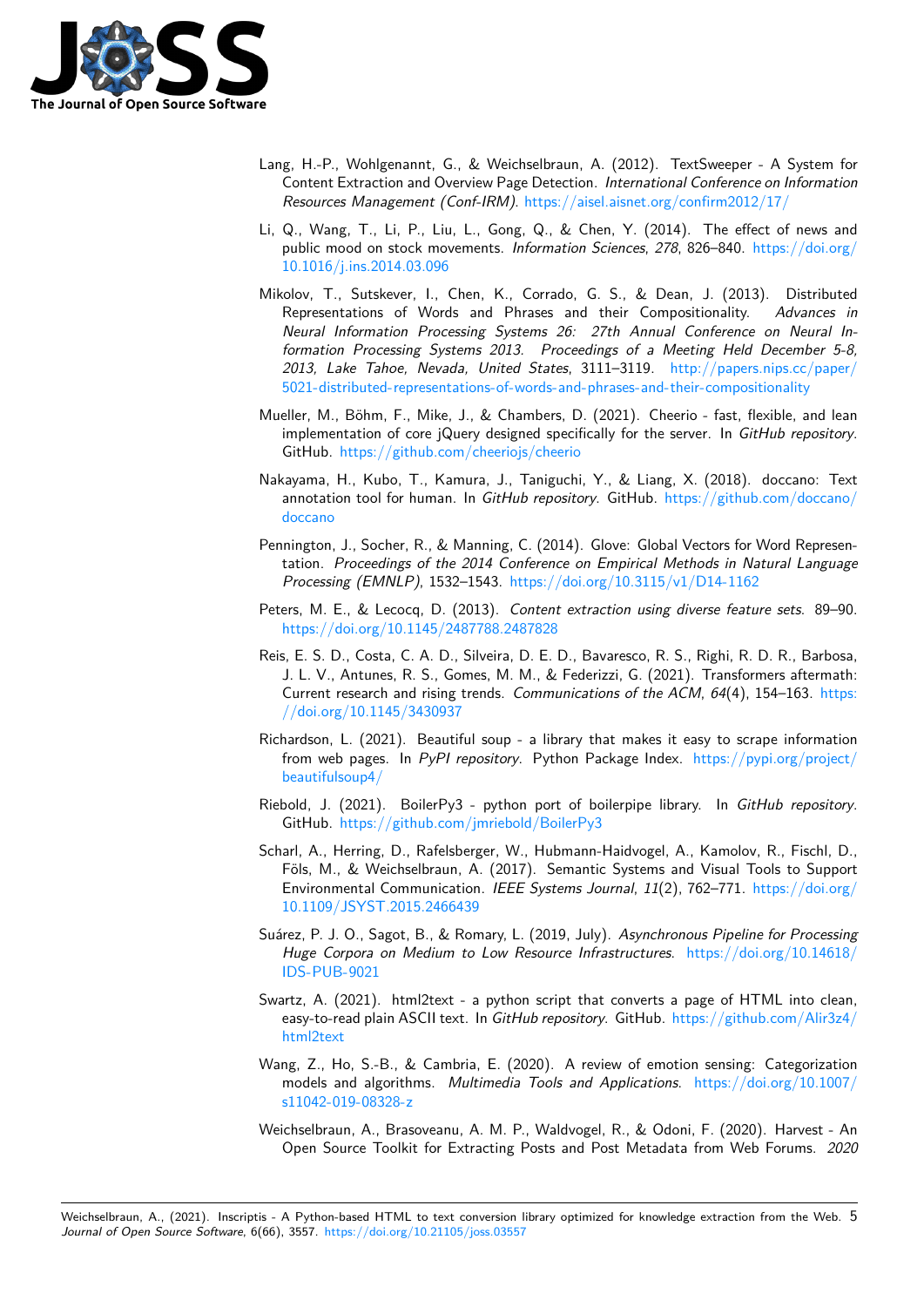Lang, H.-P., Wohlgenannt, G., & Weichselbraun, A. (2012). TextSweeper - A System for Content Extraction and Overview Page Detection. *International Conference on Information Resources Management (Conf-IRM)*. https://aisel.aisnet.org/confirm2012/17/

Li, Q., Wang, T., Li, P., Liu, L., Gong, Q., & Chen, Y. (2014). The effect of news and public mood on stock movements. *Information Sciences*, *278*, 826–840. https://doi.org/10.1016/j.ins.2014.03.096

Mikolov, T., Sutskever, I., Chen, K., Corrado, G. S., & Dean, J. (2013). Distributed Representations of Words and Phrases and their Compositionality. *Advances in Neural Information Processing Systems 26: 27th Annual Conference on Neural Information Processing Systems 2013. Proceedings of a Meeting Held December 5-8, 2013, Lake Tahoe, Nevada, United States*, 3111–3119. http://papers.nips.cc/paper/5021-distributed-representations-of-words-and-phrases-and-their-compositionality

Mueller, M., Böhm, F., Mike, J., & Chambers, D. (2021). Cheerio - fast, flexible, and lean implementation of core jQuery designed specifically for the server. In *GitHub repository*. GitHub. https://github.com/cheeriojs/cheerio

Nakayama, H., Kubo, T., Kamura, J., Taniguchi, Y., & Liang, X. (2018). doccano: Text annotation tool for human. In *GitHub repository*. GitHub. https://github.com/doccano/doccano

Pennington, J., Socher, R., & Manning, C. (2014). Glove: Global Vectors for Word Representation. *Proceedings of the 2014 Conference on Empirical Methods in Natural Language Processing (EMNLP)*, 1532–1543. https://doi.org/10.3115/v1/D14-1162

Peters, M. E., & Lecocq, D. (2013). *Content extraction using diverse feature sets*. 89–90. https://doi.org/10.1145/2487788.2487828

Reis, E. S. D., Costa, C. A. D., Silveira, D. E. D., Bavaresco, R. S., Righi, R. D. R., Barbosa, J. L. V., Antunes, R. S., Gomes, M. M., & Federizzi, G. (2021). Transformers aftermath: Current research and rising trends. *Communications of the ACM*, *64*(4), 154–163. https://doi.org/10.1145/3430937

Richardson, L. (2021). Beautiful soup - a library that makes it easy to scrape information from web pages. In *PyPI repository*. Python Package Index. https://pypi.org/project/beautifulsoup4/

Riebold, J. (2021). BoilerPy3 - python port of boilerpipe library. In *GitHub repository*. GitHub. https://github.com/jmriebold/BoilerPy3

Scharl, A., Herring, D., Rafelsberger, W., Hubmann-Haidvogel, A., Kamolov, R., Fischl, D., Föls, M., & Weichselbraun, A. (2017). Semantic Systems and Visual Tools to Support Environmental Communication. *IEEE Systems Journal*, *11*(2), 762–771. https://doi.org/10.1109/JSYST.2015.2466439

Suárez, P. J. O., Sagot, B., & Romary, L. (2019, July). *Asynchronous Pipeline for Processing Huge Corpora on Medium to Low Resource Infrastructures*. https://doi.org/10.14618/IDS-PUB-9021

Swartz, A. (2021). html2text - a python script that converts a page of HTML into clean, easy-to-read plain ASCII text. In *GitHub repository*. GitHub. https://github.com/Alir3z4/html2text

Wang, Z., Ho, S.-B., & Cambria, E. (2020). A review of emotion sensing: Categorization models and algorithms. *Multimedia Tools and Applications*. https://doi.org/10.1007/s11042-019-08328-z

Weichselbraun, A., Brasoveanu, A. M. P., Waldvogel, R., & Odoni, F. (2020). Harvest - An Open Source Toolkit for Extracting Posts and Post Metadata from Web Forums. *2020*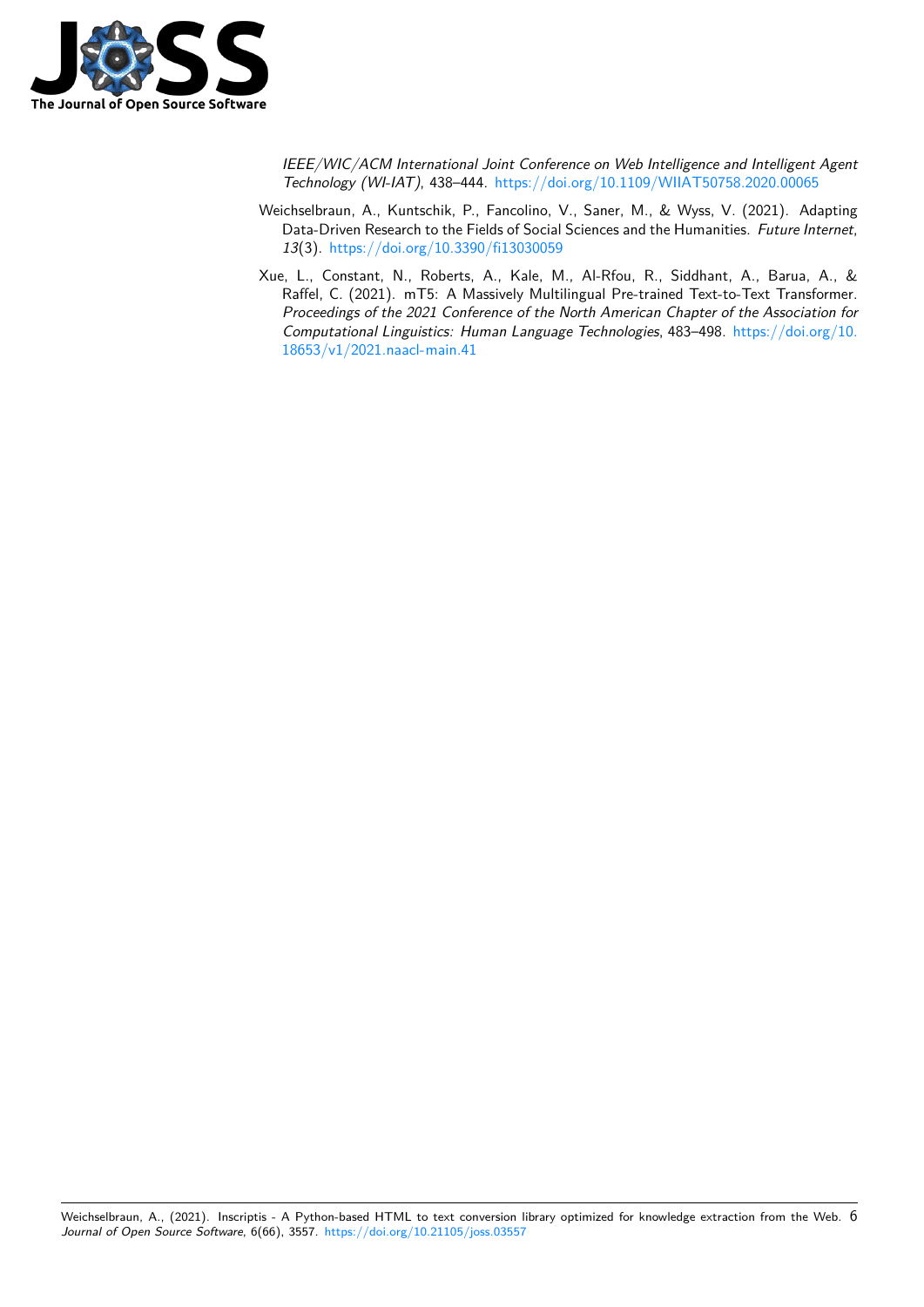*IEEE/WIC/ACM International Joint Conference on Web Intelligence and Intelligent Agent Technology (WI-IAT)*, 438–444. https://doi.org/10.1109/WIIAT50758.2020.00065

Weichselbraun, A., Kuntschik, P., Fancolino, V., Saner, M., & Wyss, V. (2021). Adapting Data-Driven Research to the Fields of Social Sciences and the Humanities. *Future Internet*, *13*(3). https://doi.org/10.3390/fi13030059

Xue, L., Constant, N., Roberts, A., Kale, M., Al-Rfou, R., Siddhant, A., Barua, A., & Raffel, C. (2021). mT5: A Massively Multilingual Pre-trained Text-to-Text Transformer. *Proceedings of the 2021 Conference of the North American Chapter of the Association for Computational Linguistics: Human Language Technologies*, 483–498. https://doi.org/10.18653/v1/2021.naacl-main.41